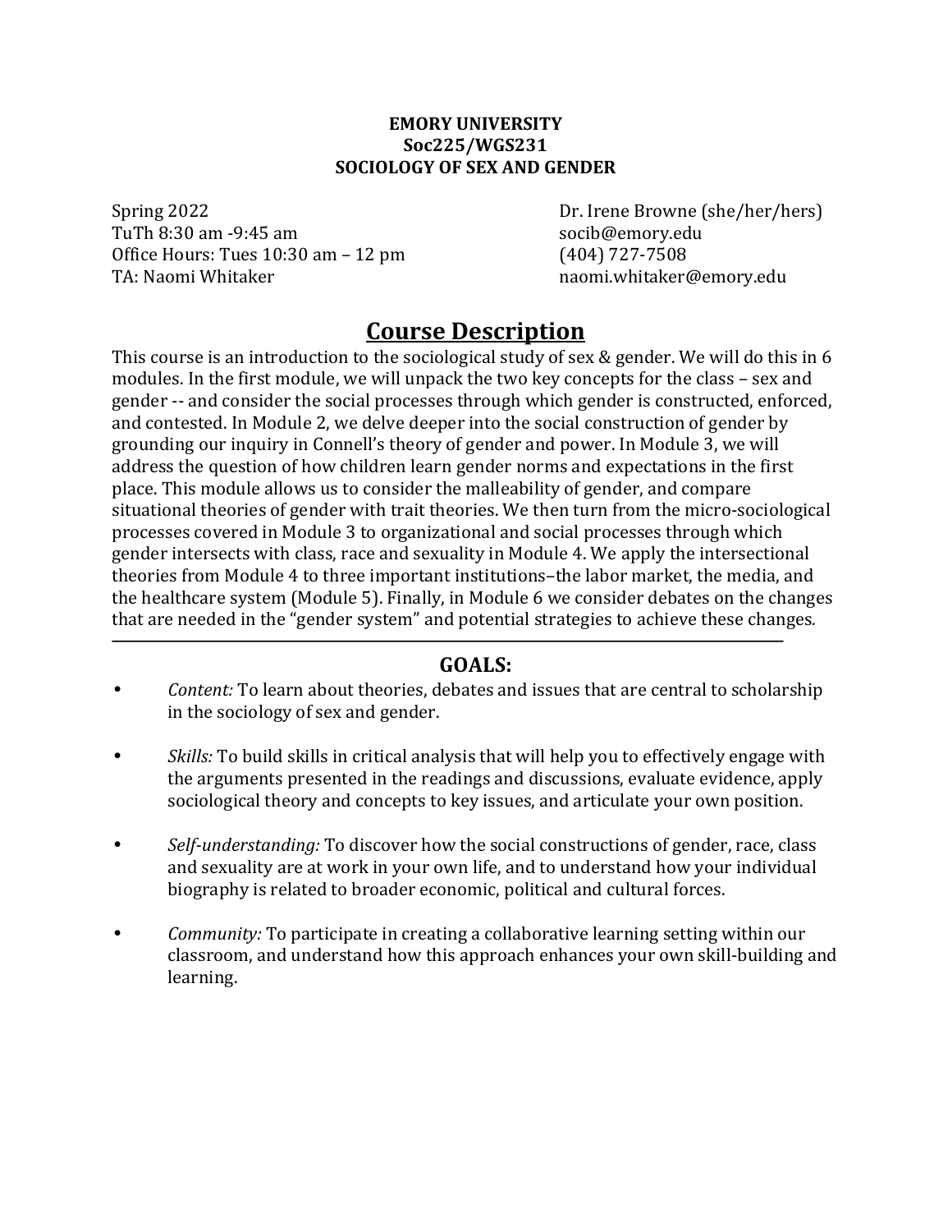**EMORY UNIVERSITY**
**Soc225/WGS231**
**SOCIOLOGY OF SEX AND GENDER**

Spring 2022
TuTh 8:30 am -9:45 am
Office Hours: Tues 10:30 am – 12 pm
TA: Naomi Whitaker

Dr. Irene Browne (she/her/hers)
socib@emory.edu
(404) 727-7508
naomi.whitaker@emory.edu

# Course Description

This course is an introduction to the sociological study of sex & gender. We will do this in 6 modules. In the first module, we will unpack the two key concepts for the class – sex and gender -- and consider the social processes through which gender is constructed, enforced, and contested. In Module 2, we delve deeper into the social construction of gender by grounding our inquiry in Connell's theory of gender and power. In Module 3, we will address the question of how children learn gender norms and expectations in the first place. This module allows us to consider the malleability of gender, and compare situational theories of gender with trait theories. We then turn from the micro-sociological processes covered in Module 3 to organizational and social processes through which gender intersects with class, race and sexuality in Module 4. We apply the intersectional theories from Module 4 to three important institutions–the labor market, the media, and the healthcare system (Module 5). Finally, in Module 6 we consider debates on the changes that are needed in the "gender system" and potential strategies to achieve these changes.

---

## GOALS:

- *Content:* To learn about theories, debates and issues that are central to scholarship in the sociology of sex and gender.

- *Skills:* To build skills in critical analysis that will help you to effectively engage with the arguments presented in the readings and discussions, evaluate evidence, apply sociological theory and concepts to key issues, and articulate your own position.

- *Self-understanding:* To discover how the social constructions of gender, race, class and sexuality are at work in your own life, and to understand how your individual biography is related to broader economic, political and cultural forces.

- *Community:* To participate in creating a collaborative learning setting within our classroom, and understand how this approach enhances your own skill-building and learning.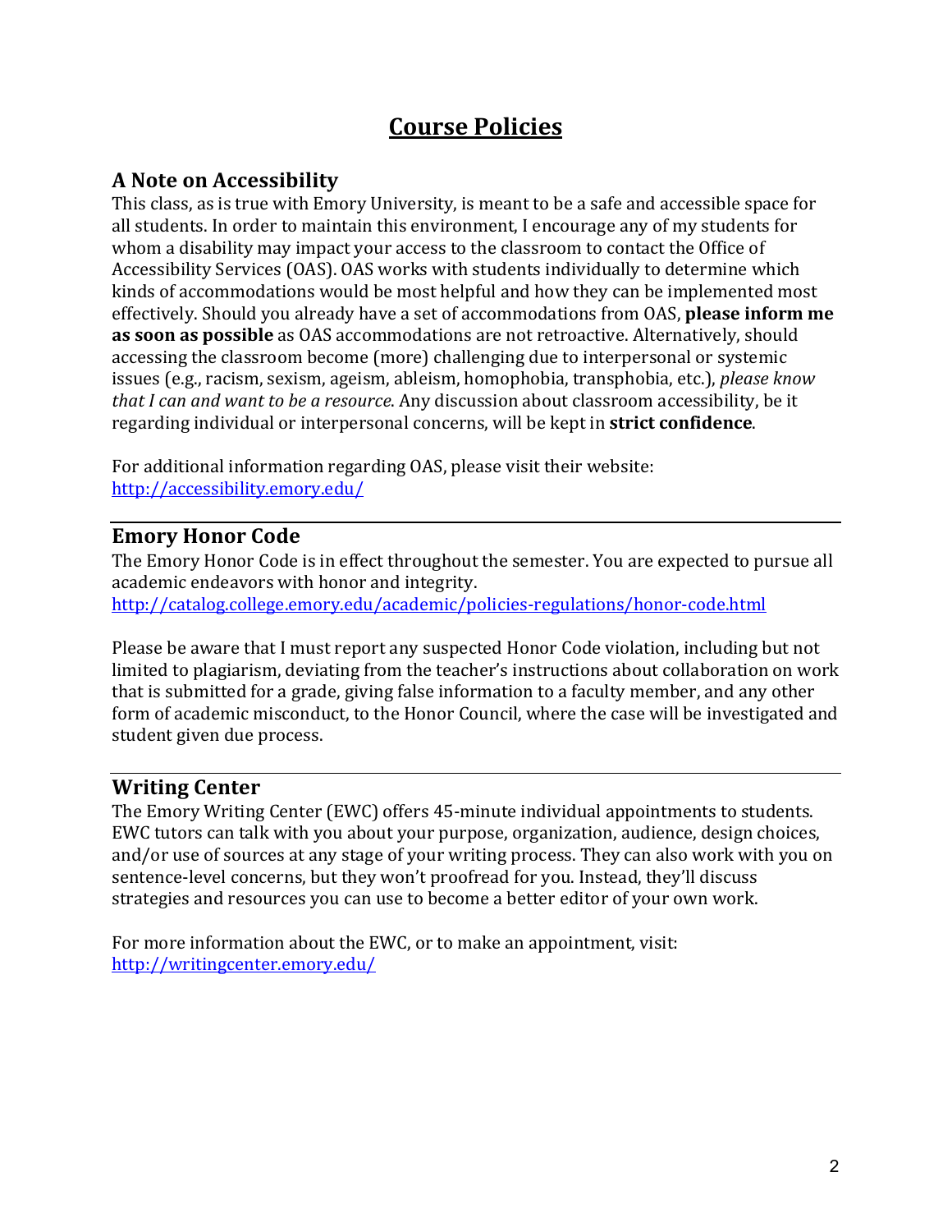# Course Policies

## A Note on Accessibility

This class, as is true with Emory University, is meant to be a safe and accessible space for all students. In order to maintain this environment, I encourage any of my students for whom a disability may impact your access to the classroom to contact the Office of Accessibility Services (OAS). OAS works with students individually to determine which kinds of accommodations would be most helpful and how they can be implemented most effectively. Should you already have a set of accommodations from OAS, **please inform me as soon as possible** as OAS accommodations are not retroactive. Alternatively, should accessing the classroom become (more) challenging due to interpersonal or systemic issues (e.g., racism, sexism, ageism, ableism, homophobia, transphobia, etc.), *please know that I can and want to be a resource*. Any discussion about classroom accessibility, be it regarding individual or interpersonal concerns, will be kept in **strict confidence**.

For additional information regarding OAS, please visit their website:
http://accessibility.emory.edu/

---

## Emory Honor Code

The Emory Honor Code is in effect throughout the semester. You are expected to pursue all academic endeavors with honor and integrity.
http://catalog.college.emory.edu/academic/policies-regulations/honor-code.html

Please be aware that I must report any suspected Honor Code violation, including but not limited to plagiarism, deviating from the teacher's instructions about collaboration on work that is submitted for a grade, giving false information to a faculty member, and any other form of academic misconduct, to the Honor Council, where the case will be investigated and student given due process.

---

## Writing Center

The Emory Writing Center (EWC) offers 45-minute individual appointments to students. EWC tutors can talk with you about your purpose, organization, audience, design choices, and/or use of sources at any stage of your writing process. They can also work with you on sentence-level concerns, but they won't proofread for you. Instead, they'll discuss strategies and resources you can use to become a better editor of your own work.

For more information about the EWC, or to make an appointment, visit:
http://writingcenter.emory.edu/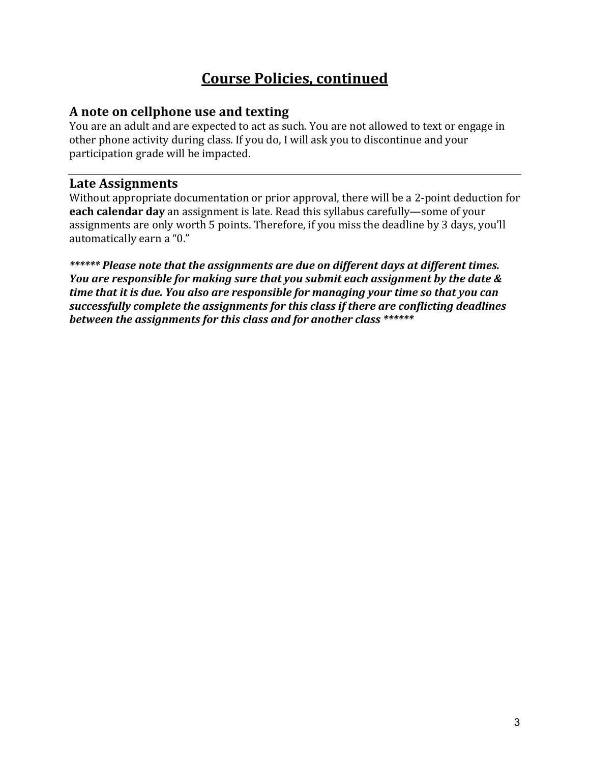## Course Policies, continued

### A note on cellphone use and texting

You are an adult and are expected to act as such. You are not allowed to text or engage in other phone activity during class. If you do, I will ask you to discontinue and your participation grade will be impacted.

---

### Late Assignments

Without appropriate documentation or prior approval, there will be a 2-point deduction for **each calendar day** an assignment is late. Read this syllabus carefully—some of your assignments are only worth 5 points. Therefore, if you miss the deadline by 3 days, you'll automatically earn a "0."

***\*\*\*\*\*\* Please note that the assignments are due on different days at different times. You are responsible for making sure that you submit each assignment by the date & time that it is due. You also are responsible for managing your time so that you can successfully complete the assignments for this class if there are conflicting deadlines between the assignments for this class and for another class \*\*\*\*\*\****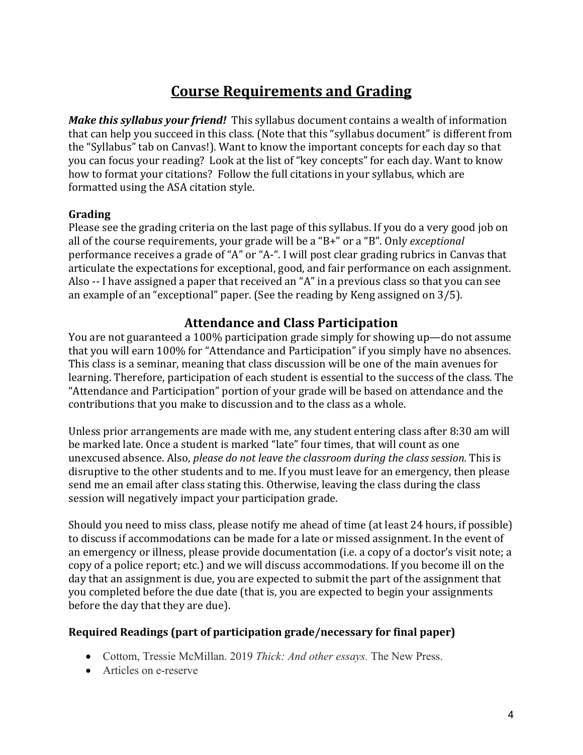# Course Requirements and Grading

***Make this syllabus your friend!*** This syllabus document contains a wealth of information that can help you succeed in this class. (Note that this "syllabus document" is different from the "Syllabus" tab on Canvas!). Want to know the important concepts for each day so that you can focus your reading? Look at the list of "key concepts" for each day. Want to know how to format your citations? Follow the full citations in your syllabus, which are formatted using the ASA citation style.

### Grading

Please see the grading criteria on the last page of this syllabus. If you do a very good job on all of the course requirements, your grade will be a "B+" or a "B". Only *exceptional* performance receives a grade of "A" or "A-". I will post clear grading rubrics in Canvas that articulate the expectations for exceptional, good, and fair performance on each assignment. Also -- I have assigned a paper that received an "A" in a previous class so that you can see an example of an "exceptional" paper. (See the reading by Keng assigned on 3/5).

## Attendance and Class Participation

You are not guaranteed a 100% participation grade simply for showing up—do not assume that you will earn 100% for "Attendance and Participation" if you simply have no absences. This class is a seminar, meaning that class discussion will be one of the main avenues for learning. Therefore, participation of each student is essential to the success of the class. The "Attendance and Participation" portion of your grade will be based on attendance and the contributions that you make to discussion and to the class as a whole.

Unless prior arrangements are made with me, any student entering class after 8:30 am will be marked late. Once a student is marked "late" four times, that will count as one unexcused absence. Also, *please do not leave the classroom during the class session.* This is disruptive to the other students and to me. If you must leave for an emergency, then please send me an email after class stating this. Otherwise, leaving the class during the class session will negatively impact your participation grade.

Should you need to miss class, please notify me ahead of time (at least 24 hours, if possible) to discuss if accommodations can be made for a late or missed assignment. In the event of an emergency or illness, please provide documentation (i.e. a copy of a doctor's visit note; a copy of a police report; etc.) and we will discuss accommodations. If you become ill on the day that an assignment is due, you are expected to submit the part of the assignment that you completed before the due date (that is, you are expected to begin your assignments before the day that they are due).

### Required Readings (part of participation grade/necessary for final paper)

- Cottom, Tressie McMillan. 2019 *Thick: And other essays.* The New Press.
- Articles on e-reserve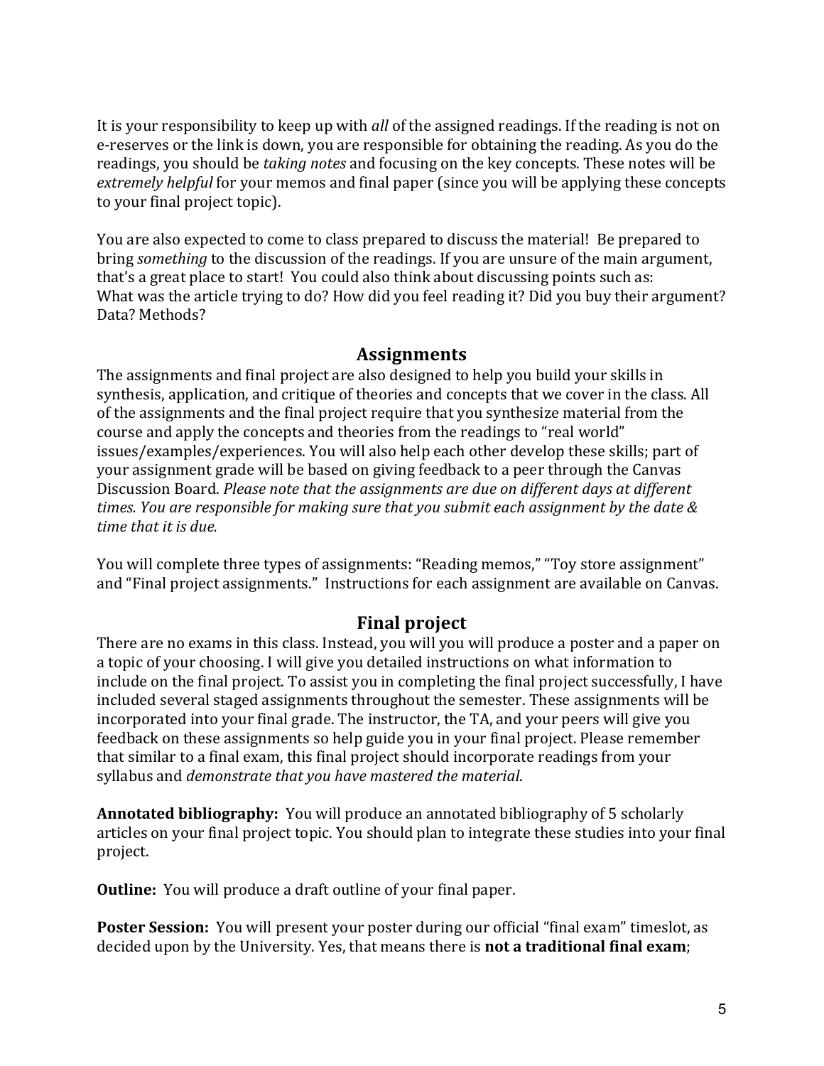It is your responsibility to keep up with *all* of the assigned readings. If the reading is not on e-reserves or the link is down, you are responsible for obtaining the reading. As you do the readings, you should be *taking notes* and focusing on the key concepts. These notes will be *extremely helpful* for your memos and final paper (since you will be applying these concepts to your final project topic).

You are also expected to come to class prepared to discuss the material! Be prepared to bring *something* to the discussion of the readings. If you are unsure of the main argument, that's a great place to start! You could also think about discussing points such as: What was the article trying to do? How did you feel reading it? Did you buy their argument? Data? Methods?

## Assignments

The assignments and final project are also designed to help you build your skills in synthesis, application, and critique of theories and concepts that we cover in the class. All of the assignments and the final project require that you synthesize material from the course and apply the concepts and theories from the readings to "real world" issues/examples/experiences. You will also help each other develop these skills; part of your assignment grade will be based on giving feedback to a peer through the Canvas Discussion Board. *Please note that the assignments are due on different days at different times. You are responsible for making sure that you submit each assignment by the date & time that it is due.*

You will complete three types of assignments: "Reading memos," "Toy store assignment" and "Final project assignments." Instructions for each assignment are available on Canvas.

## Final project

There are no exams in this class. Instead, you will you will produce a poster and a paper on a topic of your choosing. I will give you detailed instructions on what information to include on the final project. To assist you in completing the final project successfully, I have included several staged assignments throughout the semester. These assignments will be incorporated into your final grade. The instructor, the TA, and your peers will give you feedback on these assignments so help guide you in your final project. Please remember that similar to a final exam, this final project should incorporate readings from your syllabus and *demonstrate that you have mastered the material*.

**Annotated bibliography:** You will produce an annotated bibliography of 5 scholarly articles on your final project topic. You should plan to integrate these studies into your final project.

**Outline:** You will produce a draft outline of your final paper.

**Poster Session:** You will present your poster during our official "final exam" timeslot, as decided upon by the University. Yes, that means there is **not a traditional final exam**;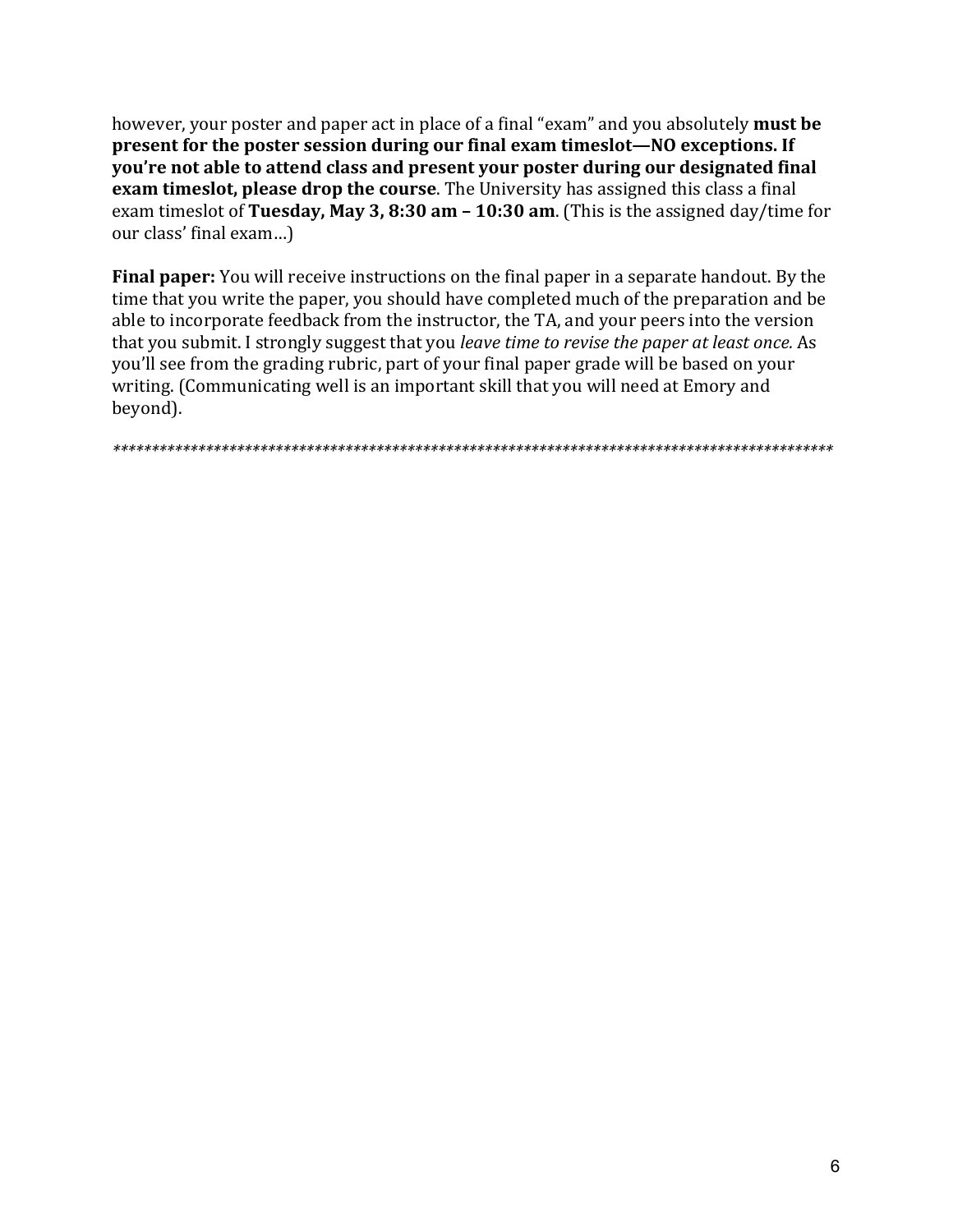however, your poster and paper act in place of a final "exam" and you absolutely **must be present for the poster session during our final exam timeslot—NO exceptions. If you're not able to attend class and present your poster during our designated final exam timeslot, please drop the course**. The University has assigned this class a final exam timeslot of **Tuesday, May 3, 8:30 am – 10:30 am**. (This is the assigned day/time for our class' final exam…)

**Final paper:** You will receive instructions on the final paper in a separate handout. By the time that you write the paper, you should have completed much of the preparation and be able to incorporate feedback from the instructor, the TA, and your peers into the version that you submit. I strongly suggest that you *leave time to revise the paper at least once.* As you'll see from the grading rubric, part of your final paper grade will be based on your writing. (Communicating well is an important skill that you will need at Emory and beyond).

*******************************************************************************************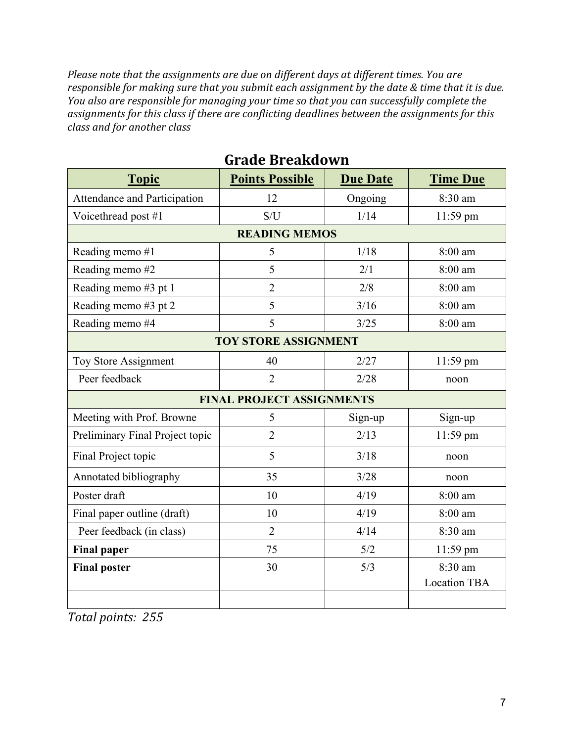*Please note that the assignments are due on different days at different times. You are responsible for making sure that you submit each assignment by the date & time that it is due. You also are responsible for managing your time so that you can successfully complete the assignments for this class if there are conflicting deadlines between the assignments for this class and for another class*

## Grade Breakdown

| Topic | Points Possible | Due Date | Time Due |
|---|---|---|---|
| Attendance and Participation | 12 | Ongoing | 8:30 am |
| Voicethread post #1 | S/U | 1/14 | 11:59 pm |
| **READING MEMOS** | | | |
| Reading memo #1 | 5 | 1/18 | 8:00 am |
| Reading memo #2 | 5 | 2/1 | 8:00 am |
| Reading memo #3 pt 1 | 2 | 2/8 | 8:00 am |
| Reading memo #3 pt 2 | 5 | 3/16 | 8:00 am |
| Reading memo #4 | 5 | 3/25 | 8:00 am |
| **TOY STORE ASSIGNMENT** | | | |
| Toy Store Assignment | 40 | 2/27 | 11:59 pm |
| Peer feedback | 2 | 2/28 | noon |
| **FINAL PROJECT ASSIGNMENTS** | | | |
| Meeting with Prof. Browne | 5 | Sign-up | Sign-up |
| Preliminary Final Project topic | 2 | 2/13 | 11:59 pm |
| Final Project topic | 5 | 3/18 | noon |
| Annotated bibliography | 35 | 3/28 | noon |
| Poster draft | 10 | 4/19 | 8:00 am |
| Final paper outline (draft) | 10 | 4/19 | 8:00 am |
| Peer feedback (in class) | 2 | 4/14 | 8:30 am |
| **Final paper** | 75 | 5/2 | 11:59 pm |
| **Final poster** | 30 | 5/3 | 8:30 am Location TBA |
| | | | |

*Total points: 255*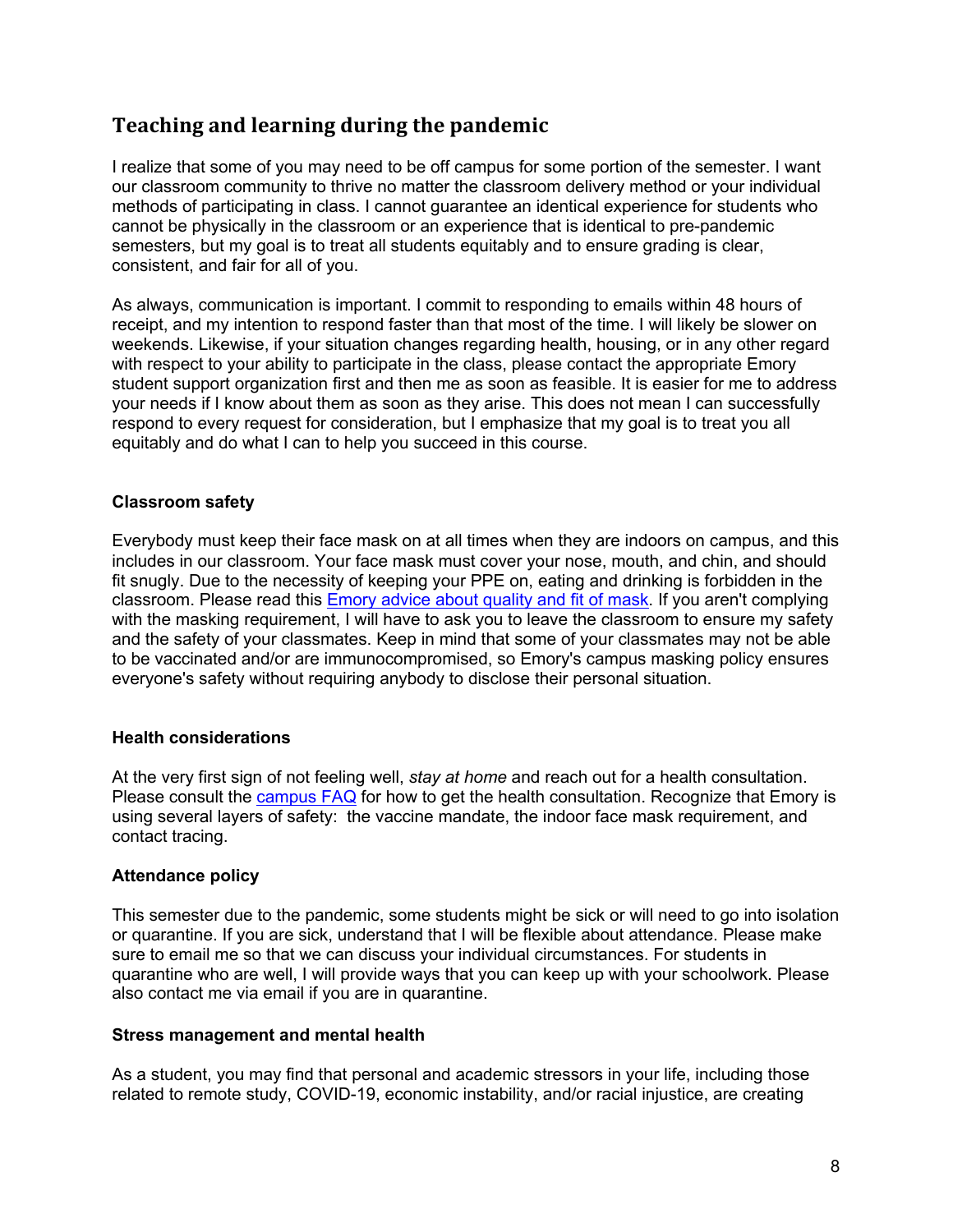## Teaching and learning during the pandemic

I realize that some of you may need to be off campus for some portion of the semester. I want our classroom community to thrive no matter the classroom delivery method or your individual methods of participating in class. I cannot guarantee an identical experience for students who cannot be physically in the classroom or an experience that is identical to pre-pandemic semesters, but my goal is to treat all students equitably and to ensure grading is clear, consistent, and fair for all of you.

As always, communication is important. I commit to responding to emails within 48 hours of receipt, and my intention to respond faster than that most of the time. I will likely be slower on weekends. Likewise, if your situation changes regarding health, housing, or in any other regard with respect to your ability to participate in the class, please contact the appropriate Emory student support organization first and then me as soon as feasible. It is easier for me to address your needs if I know about them as soon as they arise. This does not mean I can successfully respond to every request for consideration, but I emphasize that my goal is to treat you all equitably and do what I can to help you succeed in this course.

**Classroom safety**

Everybody must keep their face mask on at all times when they are indoors on campus, and this includes in our classroom. Your face mask must cover your nose, mouth, and chin, and should fit snugly. Due to the necessity of keeping your PPE on, eating and drinking is forbidden in the classroom. Please read this Emory advice about quality and fit of mask. If you aren't complying with the masking requirement, I will have to ask you to leave the classroom to ensure my safety and the safety of your classmates. Keep in mind that some of your classmates may not be able to be vaccinated and/or are immunocompromised, so Emory's campus masking policy ensures everyone's safety without requiring anybody to disclose their personal situation.

**Health considerations**

At the very first sign of not feeling well, *stay at home* and reach out for a health consultation. Please consult the campus FAQ for how to get the health consultation. Recognize that Emory is using several layers of safety: the vaccine mandate, the indoor face mask requirement, and contact tracing.

**Attendance policy**

This semester due to the pandemic, some students might be sick or will need to go into isolation or quarantine. If you are sick, understand that I will be flexible about attendance. Please make sure to email me so that we can discuss your individual circumstances. For students in quarantine who are well, I will provide ways that you can keep up with your schoolwork. Please also contact me via email if you are in quarantine.

**Stress management and mental health**

As a student, you may find that personal and academic stressors in your life, including those related to remote study, COVID-19, economic instability, and/or racial injustice, are creating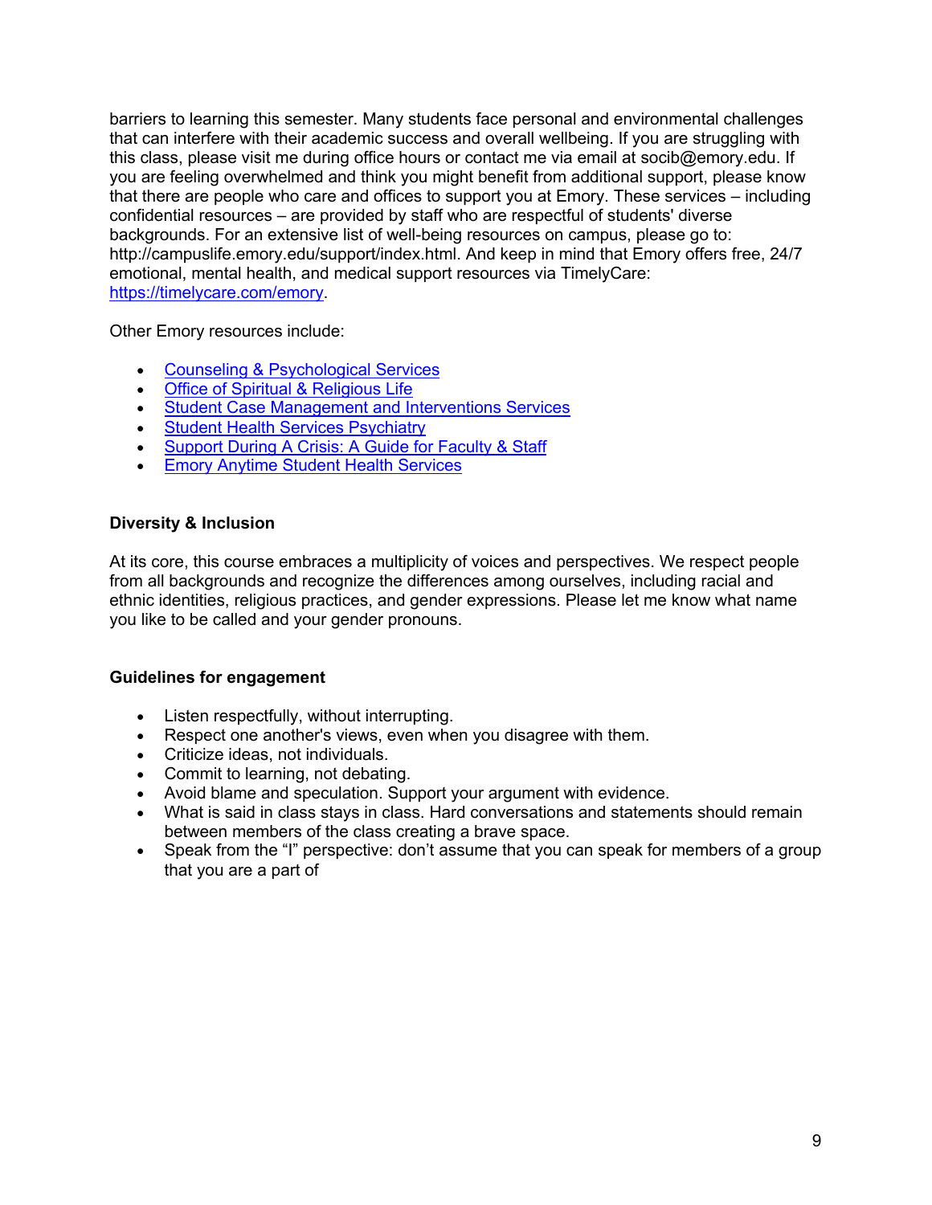barriers to learning this semester. Many students face personal and environmental challenges that can interfere with their academic success and overall wellbeing. If you are struggling with this class, please visit me during office hours or contact me via email at socib@emory.edu. If you are feeling overwhelmed and think you might benefit from additional support, please know that there are people who care and offices to support you at Emory. These services – including confidential resources – are provided by staff who are respectful of students' diverse backgrounds. For an extensive list of well-being resources on campus, please go to: http://campuslife.emory.edu/support/index.html. And keep in mind that Emory offers free, 24/7 emotional, mental health, and medical support resources via TimelyCare: https://timelycare.com/emory.

Other Emory resources include:

- Counseling & Psychological Services
- Office of Spiritual & Religious Life
- Student Case Management and Interventions Services
- Student Health Services Psychiatry
- Support During A Crisis: A Guide for Faculty & Staff
- Emory Anytime Student Health Services

**Diversity & Inclusion**

At its core, this course embraces a multiplicity of voices and perspectives. We respect people from all backgrounds and recognize the differences among ourselves, including racial and ethnic identities, religious practices, and gender expressions. Please let me know what name you like to be called and your gender pronouns.

**Guidelines for engagement**

- Listen respectfully, without interrupting.
- Respect one another's views, even when you disagree with them.
- Criticize ideas, not individuals.
- Commit to learning, not debating.
- Avoid blame and speculation. Support your argument with evidence.
- What is said in class stays in class. Hard conversations and statements should remain between members of the class creating a brave space.
- Speak from the "I" perspective: don't assume that you can speak for members of a group that you are a part of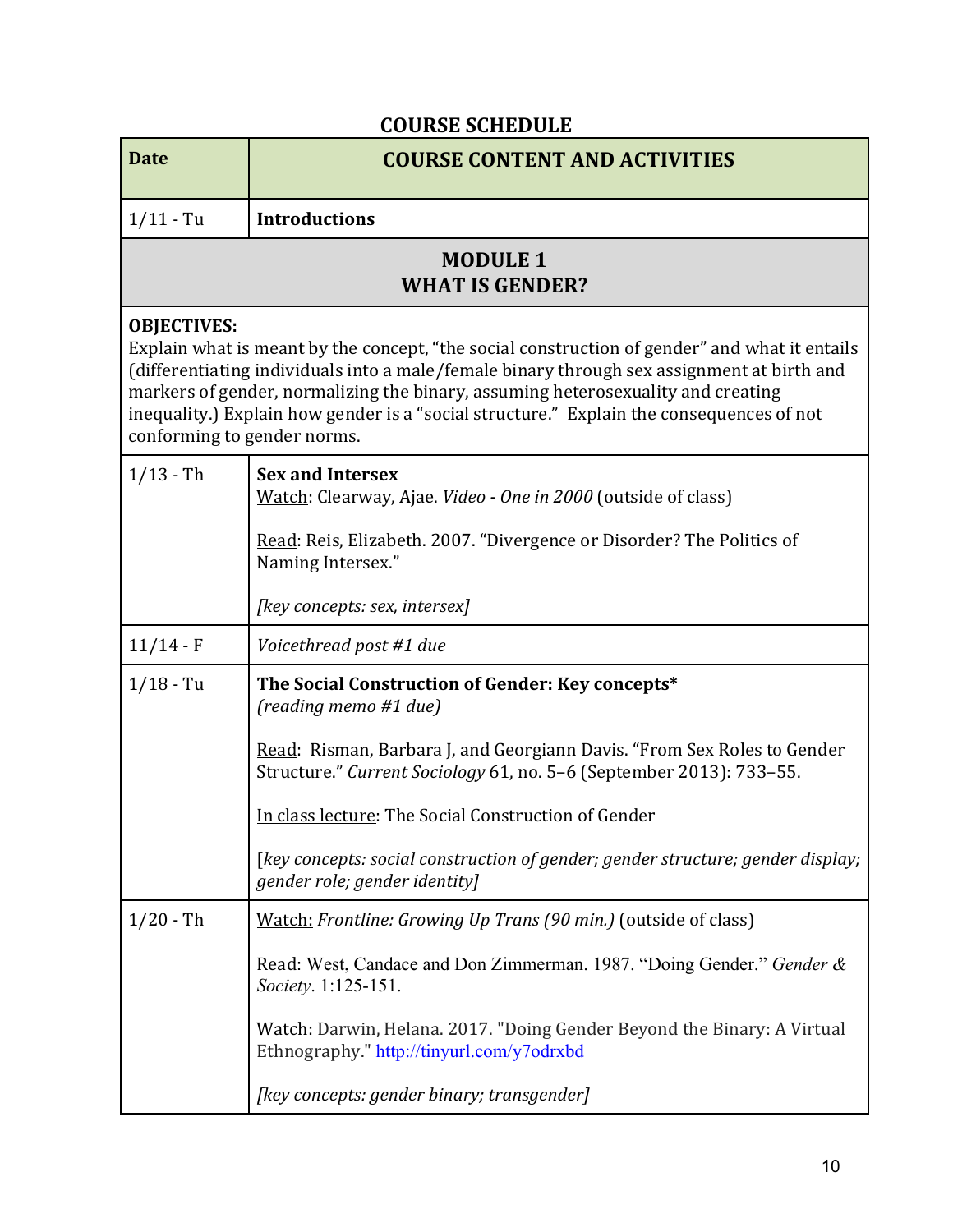## COURSE SCHEDULE

| Date | COURSE CONTENT AND ACTIVITIES |
|---|---|
| 1/11 - Tu | **Introductions** |
| | **MODULE 1**<br>**WHAT IS GENDER?** |
| **OBJECTIVES:**<br>Explain what is meant by the concept, "the social construction of gender" and what it entails (differentiating individuals into a male/female binary through sex assignment at birth and markers of gender, normalizing the binary, assuming heterosexuality and creating inequality.) Explain how gender is a "social structure." Explain the consequences of not conforming to gender norms. | |
| 1/13 - Th | **Sex and Intersex**<br>Watch: Clearway, Ajae. *Video - One in 2000* (outside of class)<br><br>Read: Reis, Elizabeth. 2007. "Divergence or Disorder? The Politics of Naming Intersex."<br><br>*[key concepts: sex, intersex]* |
| 11/14 - F | *Voicethread post #1 due* |
| 1/18 - Tu | **The Social Construction of Gender: Key concepts***<br>*(reading memo #1 due)*<br><br>Read: Risman, Barbara J, and Georgiann Davis. "From Sex Roles to Gender Structure." *Current Sociology* 61, no. 5–6 (September 2013): 733–55.<br><br>In class lecture: The Social Construction of Gender<br><br>[*key concepts: social construction of gender; gender structure; gender display; gender role; gender identity]* |
| 1/20 - Th | Watch: *Frontline: Growing Up Trans (90 min.)* (outside of class)<br><br>Read: West, Candace and Don Zimmerman. 1987. "Doing Gender." *Gender & Society*. 1:125-151.<br><br>Watch: Darwin, Helana. 2017. "Doing Gender Beyond the Binary: A Virtual Ethnography." http://tinyurl.com/y7odrxbd<br><br>*[key concepts: gender binary; transgender]* |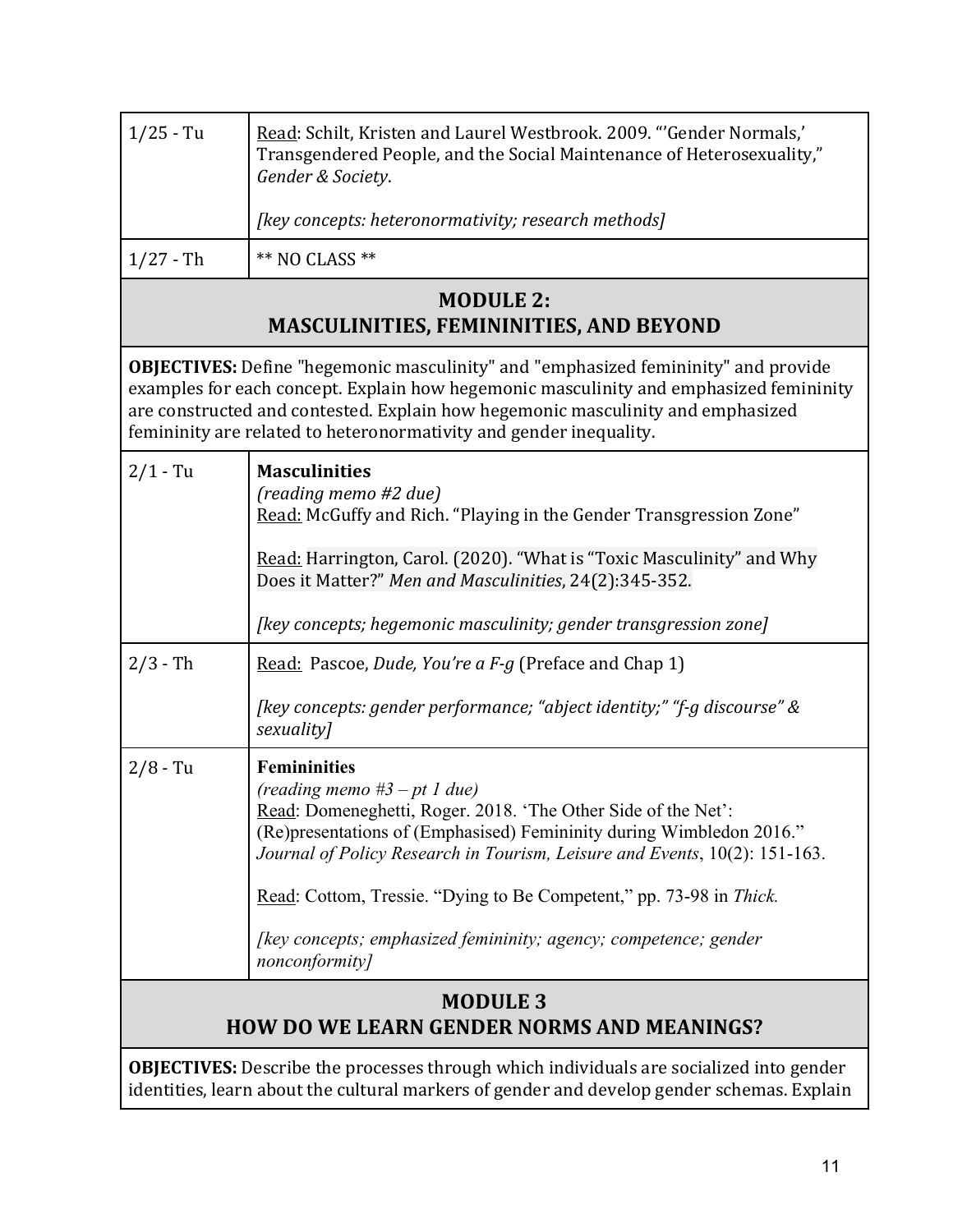| | |
|---|---|
| 1/25 - Tu | <u>Read</u>: Schilt, Kristen and Laurel Westbrook. 2009. "'Gender Normals,' Transgendered People, and the Social Maintenance of Heterosexuality," *Gender & Society*.<br><br>*[key concepts: heteronormativity; research methods]* |
| 1/27 - Th | ** NO CLASS ** |

## MODULE 2: MASCULINITIES, FEMININITIES, AND BEYOND

**OBJECTIVES:** Define "hegemonic masculinity" and "emphasized femininity" and provide examples for each concept. Explain how hegemonic masculinity and emphasized femininity are constructed and contested. Explain how hegemonic masculinity and emphasized femininity are related to heteronormativity and gender inequality.

| | |
|---|---|
| 2/1 - Tu | **Masculinities**<br>*(reading memo #2 due)*<br><u>Read:</u> McGuffy and Rich. "Playing in the Gender Transgression Zone"<br><br><u>Read:</u> Harrington, Carol. (2020). "What is "Toxic Masculinity" and Why Does it Matter?" *Men and Masculinities*, 24(2):345-352.<br><br>*[key concepts; hegemonic masculinity; gender transgression zone]* |
| 2/3 - Th | <u>Read:</u> Pascoe, *Dude, You're a F-g* (Preface and Chap 1)<br><br>*[key concepts: gender performance; "abject identity;" "f-g discourse" & sexuality]* |
| 2/8 - Tu | **Femininities**<br>*(reading memo #3 – pt 1 due)*<br><u>Read</u>: Domeneghetti, Roger. 2018. 'The Other Side of the Net': (Re)presentations of (Emphasised) Femininity during Wimbledon 2016." *Journal of Policy Research in Tourism, Leisure and Events*, 10(2): 151-163.<br><br><u>Read</u>: Cottom, Tressie. "Dying to Be Competent," pp. 73-98 in *Thick.*<br><br>*[key concepts; emphasized femininity; agency; competence; gender nonconformity]* |

## MODULE 3 HOW DO WE LEARN GENDER NORMS AND MEANINGS?

**OBJECTIVES:** Describe the processes through which individuals are socialized into gender identities, learn about the cultural markers of gender and develop gender schemas. Explain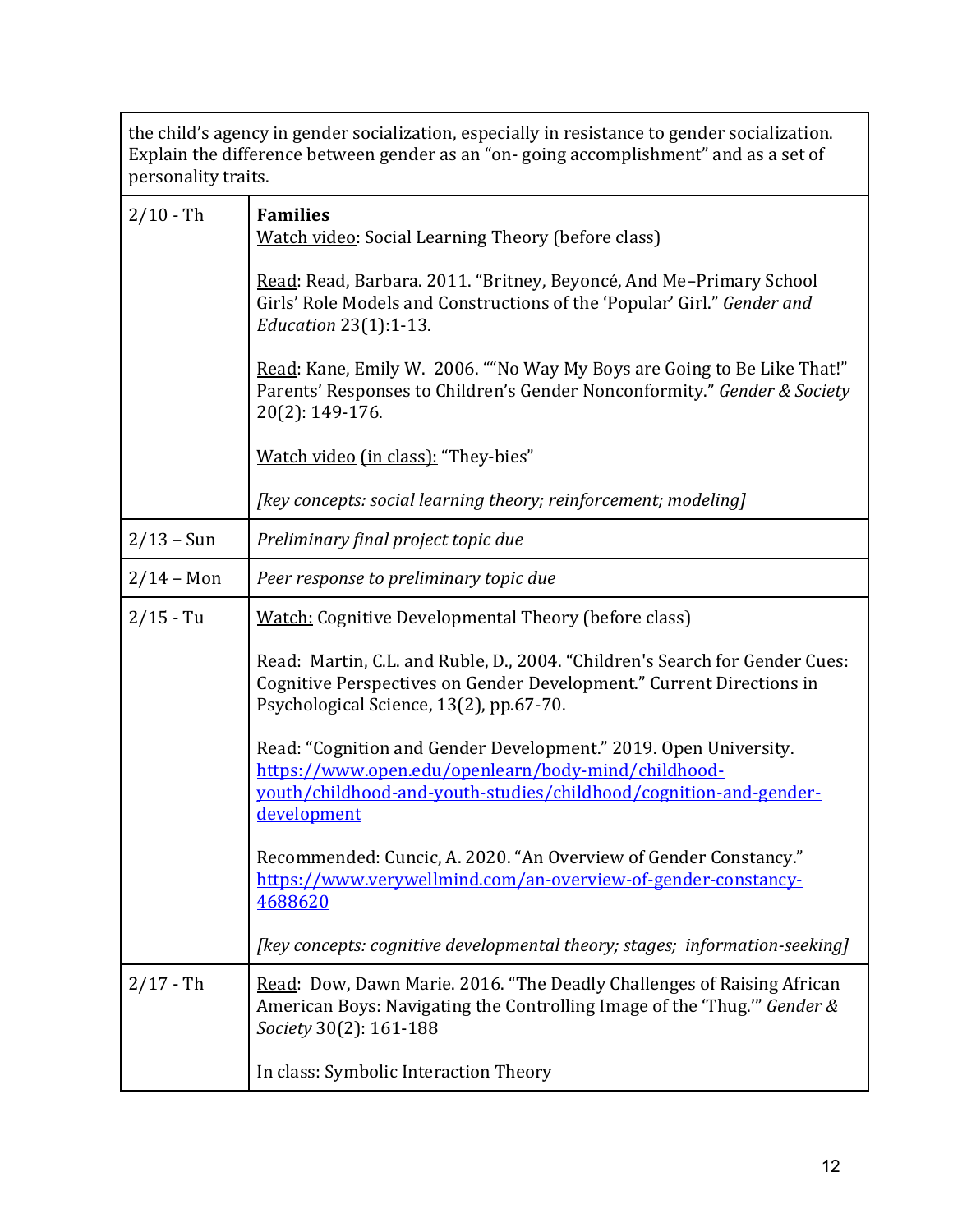| | |
|---|---|
| the child's agency in gender socialization, especially in resistance to gender socialization. Explain the difference between gender as an "on- going accomplishment" and as a set of personality traits. | |
| 2/10 - Th | **Families**<br>Watch video: Social Learning Theory (before class)<br><br>Read: Read, Barbara. 2011. "Britney, Beyoncé, And Me–Primary School Girls' Role Models and Constructions of the 'Popular' Girl." *Gender and Education* 23(1):1-13.<br><br>Read: Kane, Emily W. 2006. ""No Way My Boys are Going to Be Like That!" Parents' Responses to Children's Gender Nonconformity." *Gender & Society* 20(2): 149-176.<br><br>Watch video (in class): "They-bies"<br><br>*[key concepts: social learning theory; reinforcement; modeling]* |
| 2/13 – Sun | *Preliminary final project topic due* |
| 2/14 – Mon | *Peer response to preliminary topic due* |
| 2/15 - Tu | Watch: Cognitive Developmental Theory (before class)<br><br>Read: Martin, C.L. and Ruble, D., 2004. "Children's Search for Gender Cues: Cognitive Perspectives on Gender Development." Current Directions in Psychological Science, 13(2), pp.67-70.<br><br>Read: "Cognition and Gender Development." 2019. Open University. https://www.open.edu/openlearn/body-mind/childhood-youth/childhood-and-youth-studies/childhood/cognition-and-gender-development<br><br>Recommended: Cuncic, A. 2020. "An Overview of Gender Constancy." https://www.verywellmind.com/an-overview-of-gender-constancy-4688620<br><br>*[key concepts: cognitive developmental theory; stages; information-seeking]* |
| 2/17 - Th | Read: Dow, Dawn Marie. 2016. "The Deadly Challenges of Raising African American Boys: Navigating the Controlling Image of the 'Thug.'" *Gender & Society* 30(2): 161-188<br><br>In class: Symbolic Interaction Theory |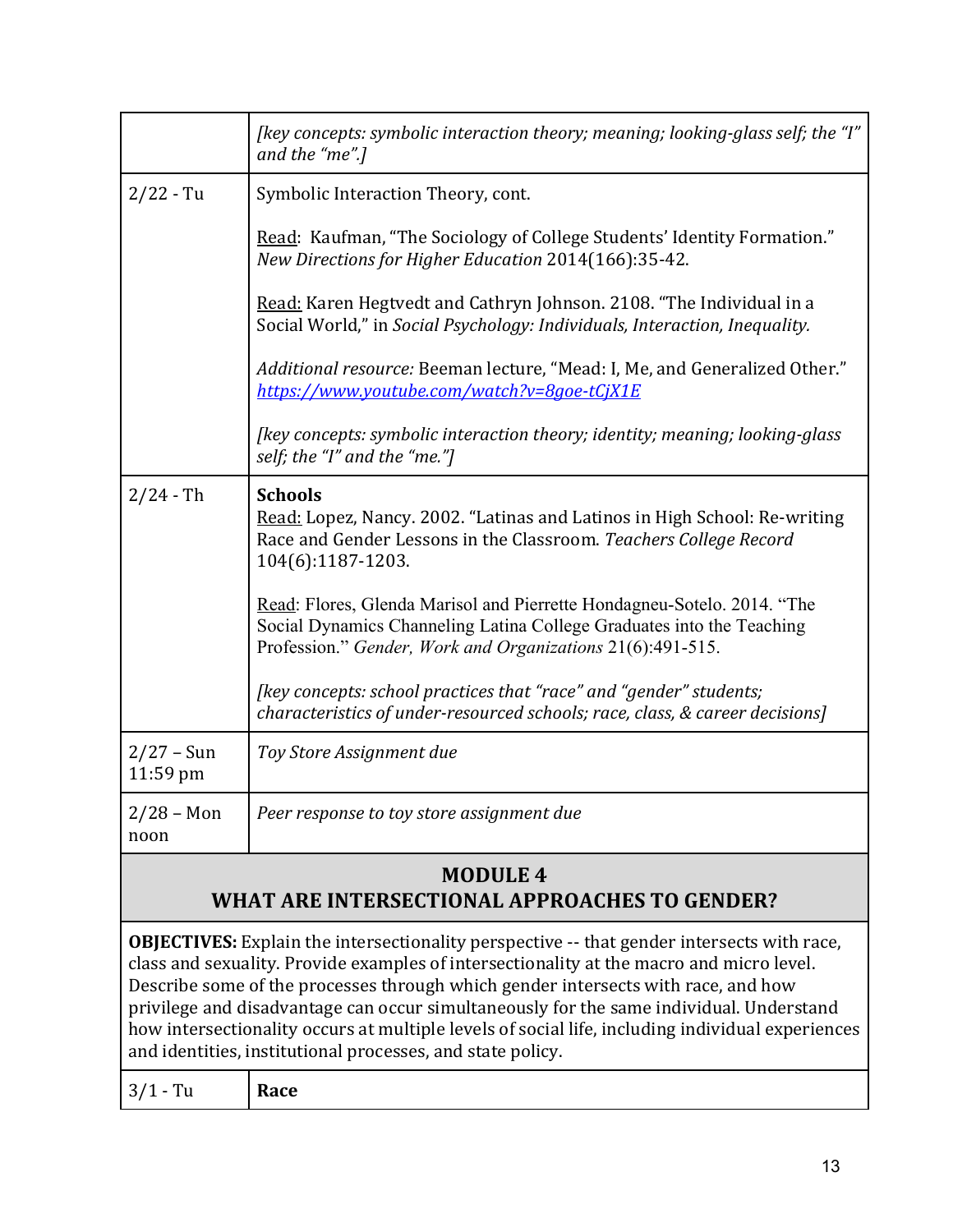| | |
|---|---|
| | *[key concepts: symbolic interaction theory; meaning; looking-glass self; the "I" and the "me".]* |
| 2/22 - Tu | Symbolic Interaction Theory, cont.<br><br>Read: Kaufman, "The Sociology of College Students' Identity Formation." *New Directions for Higher Education* 2014(166):35-42.<br><br>Read: Karen Hegtvedt and Cathryn Johnson. 2108. "The Individual in a Social World," in *Social Psychology: Individuals, Interaction, Inequality.*<br><br>*Additional resource:* Beeman lecture, "Mead: I, Me, and Generalized Other." *https://www.youtube.com/watch?v=8goe-tCjX1E*<br><br>*[key concepts: symbolic interaction theory; identity; meaning; looking-glass self; the "I" and the "me."]* |
| 2/24 - Th | **Schools**<br>Read: Lopez, Nancy. 2002. "Latinas and Latinos in High School: Re-writing Race and Gender Lessons in the Classroom. *Teachers College Record* 104(6):1187-1203.<br><br>Read: Flores, Glenda Marisol and Pierrette Hondagneu-Sotelo. 2014. "The Social Dynamics Channeling Latina College Graduates into the Teaching Profession." *Gender, Work and Organizations* 21(6):491-515.<br><br>*[key concepts: school practices that "race" and "gender" students; characteristics of under-resourced schools; race, class, & career decisions]* |
| 2/27 – Sun 11:59 pm | *Toy Store Assignment due* |
| 2/28 – Mon noon | *Peer response to toy store assignment due* |

## MODULE 4
## WHAT ARE INTERSECTIONAL APPROACHES TO GENDER?

**OBJECTIVES:** Explain the intersectionality perspective -- that gender intersects with race, class and sexuality. Provide examples of intersectionality at the macro and micro level. Describe some of the processes through which gender intersects with race, and how privilege and disadvantage can occur simultaneously for the same individual. Understand how intersectionality occurs at multiple levels of social life, including individual experiences and identities, institutional processes, and state policy.

| | |
|---|---|
| 3/1 - Tu | **Race** |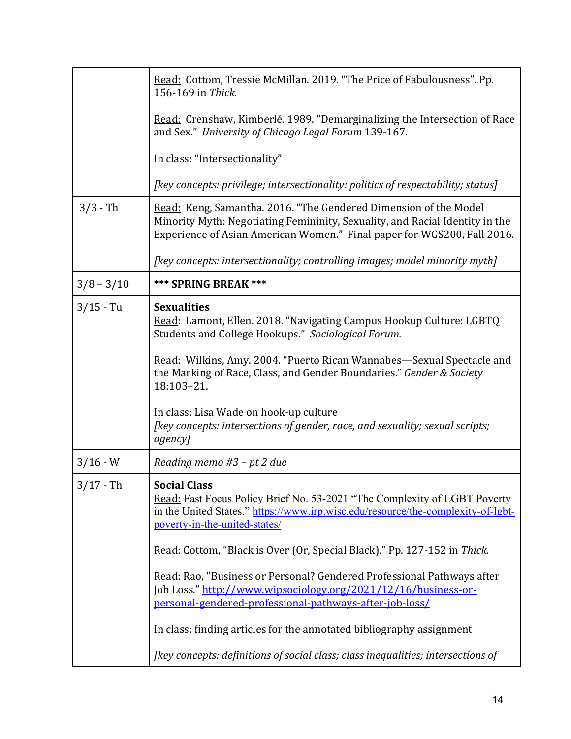| | |
|---|---|
| | Read: Cottom, Tressie McMillan. 2019. "The Price of Fabulousness". Pp. 156-169 in *Thick.*<br><br>Read: Crenshaw, Kimberlé. 1989. "Demarginalizing the Intersection of Race and Sex." *University of Chicago Legal Forum* 139-167.<br><br>In class: "Intersectionality"<br><br>*[key concepts: privilege; intersectionality: politics of respectability; status]* |
| 3/3 - Th | Read: Keng, Samantha. 2016. "The Gendered Dimension of the Model Minority Myth: Negotiating Femininity, Sexuality, and Racial Identity in the Experience of Asian American Women." Final paper for WGS200, Fall 2016.<br><br>*[key concepts: intersectionality; controlling images; model minority myth]* |
| 3/8 – 3/10 | ***** SPRING BREAK ***** |
| 3/15 - Tu | **Sexualities**<br>Read: Lamont, Ellen. 2018. "Navigating Campus Hookup Culture: LGBTQ Students and College Hookups." *Sociological Forum.*<br><br>Read: Wilkins, Amy. 2004. "Puerto Rican Wannabes—Sexual Spectacle and the Marking of Race, Class, and Gender Boundaries." *Gender & Society* 18:103–21.<br><br>In class: Lisa Wade on hook-up culture<br>*[key concepts: intersections of gender, race, and sexuality; sexual scripts; agency]* |
| 3/16 - W | *Reading memo #3 – pt 2 due* |
| 3/17 - Th | **Social Class**<br>Read: Fast Focus Policy Brief No. 53-2021 "The Complexity of LGBT Poverty in the United States." https://www.irp.wisc.edu/resource/the-complexity-of-lgbt-poverty-in-the-united-states/<br><br>Read: Cottom, "Black is Over (Or, Special Black)." Pp. 127-152 in *Thick.*<br><br>Read: Rao, "Business or Personal? Gendered Professional Pathways after Job Loss." http://www.wipsociology.org/2021/12/16/business-or-personal-gendered-professional-pathways-after-job-loss/<br><br>In class: finding articles for the annotated bibliography assignment<br><br>*[key concepts: definitions of social class; class inequalities; intersections of* |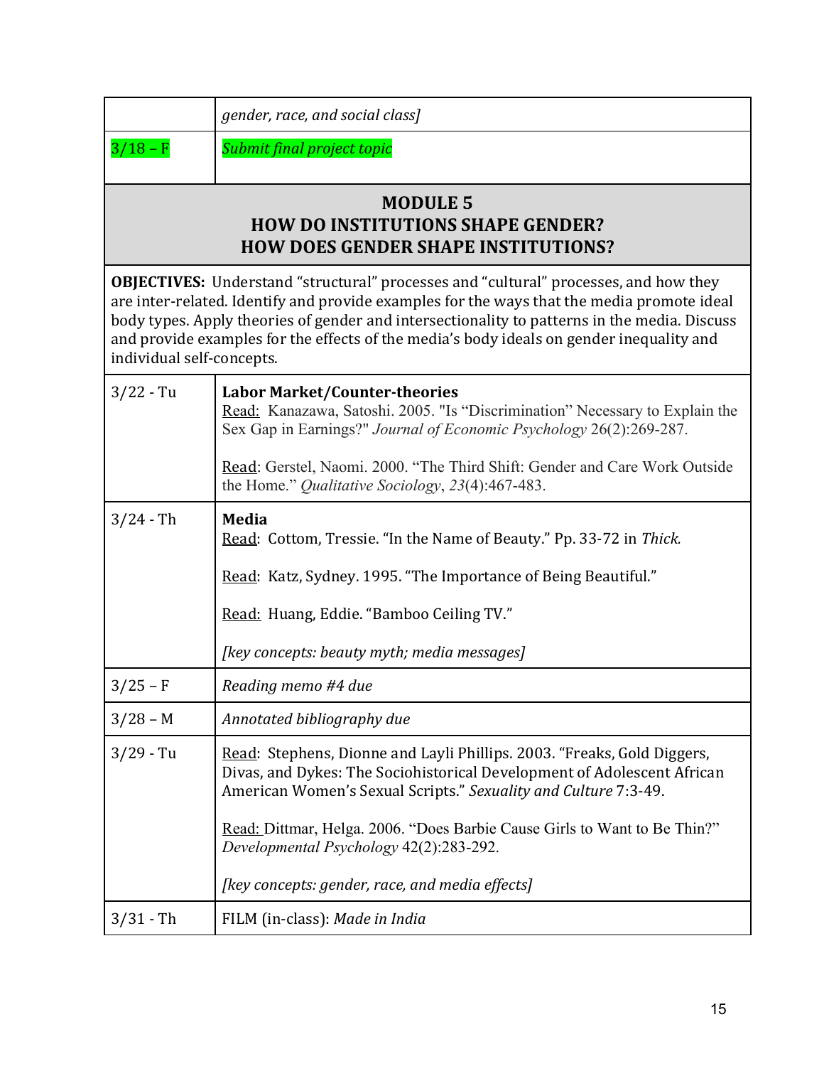| | |
|---|---|
| | *gender, race, and social class]* |
| 3/18 – F | *Submit final project topic* |

## MODULE 5
## HOW DO INSTITUTIONS SHAPE GENDER?
## HOW DOES GENDER SHAPE INSTITUTIONS?

**OBJECTIVES:** Understand "structural" processes and "cultural" processes, and how they are inter-related. Identify and provide examples for the ways that the media promote ideal body types. Apply theories of gender and intersectionality to patterns in the media. Discuss and provide examples for the effects of the media's body ideals on gender inequality and individual self-concepts.

| | |
|---|---|
| 3/22 - Tu | **Labor Market/Counter-theories**<br>Read: Kanazawa, Satoshi. 2005. "Is "Discrimination" Necessary to Explain the Sex Gap in Earnings?" *Journal of Economic Psychology* 26(2):269-287.<br><br>Read: Gerstel, Naomi. 2000. "The Third Shift: Gender and Care Work Outside the Home." *Qualitative Sociology*, *23*(4):467-483. |
| 3/24 - Th | **Media**<br>Read: Cottom, Tressie. "In the Name of Beauty." Pp. 33-72 in *Thick.*<br><br>Read: Katz, Sydney. 1995. "The Importance of Being Beautiful."<br><br>Read: Huang, Eddie. "Bamboo Ceiling TV."<br><br>*[key concepts: beauty myth; media messages]* |
| 3/25 – F | *Reading memo #4 due* |
| 3/28 – M | *Annotated bibliography due* |
| 3/29 - Tu | Read: Stephens, Dionne and Layli Phillips. 2003. "Freaks, Gold Diggers, Divas, and Dykes: The Sociohistorical Development of Adolescent African American Women's Sexual Scripts." *Sexuality and Culture* 7:3-49.<br><br>Read: Dittmar, Helga. 2006. "Does Barbie Cause Girls to Want to Be Thin?" *Developmental Psychology* 42(2):283-292.<br><br>*[key concepts: gender, race, and media effects]* |
| 3/31 - Th | FILM (in-class): *Made in India* |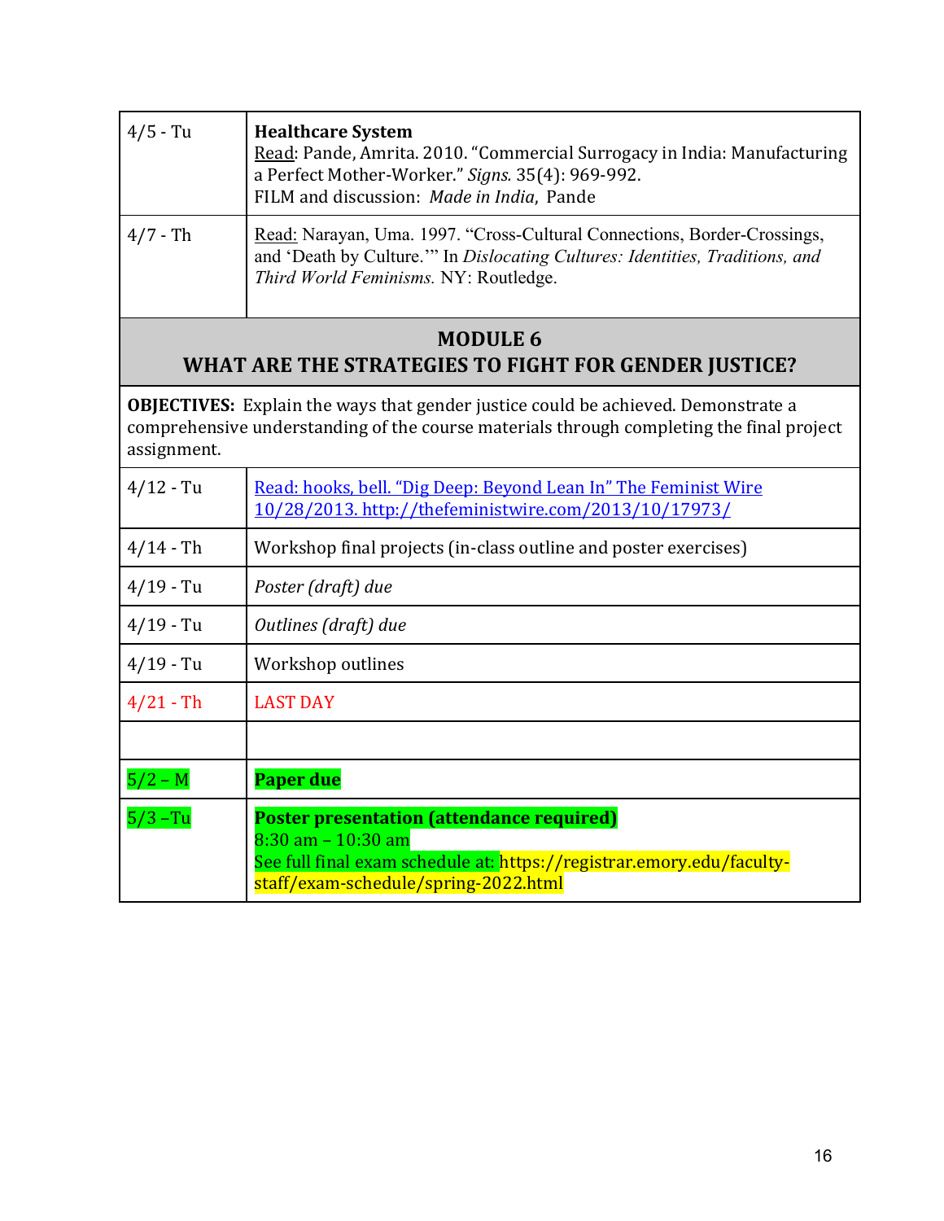| | |
|---|---|
| 4/5 - Tu | **Healthcare System**<br>Read: Pande, Amrita. 2010. "Commercial Surrogacy in India: Manufacturing a Perfect Mother-Worker." *Signs.* 35(4): 969-992.<br>FILM and discussion: *Made in India,* Pande |
| 4/7 - Th | Read: Narayan, Uma. 1997. "Cross-Cultural Connections, Border-Crossings, and 'Death by Culture.'" In *Dislocating Cultures: Identities, Traditions, and Third World Feminisms.* NY: Routledge. |

## MODULE 6
## WHAT ARE THE STRATEGIES TO FIGHT FOR GENDER JUSTICE?

**OBJECTIVES:** Explain the ways that gender justice could be achieved. Demonstrate a comprehensive understanding of the course materials through completing the final project assignment.

| | |
|---|---|
| 4/12 - Tu | Read: hooks, bell. "Dig Deep: Beyond Lean In" The Feminist Wire 10/28/2013. http://thefeministwire.com/2013/10/17973/ |
| 4/14 - Th | Workshop final projects (in-class outline and poster exercises) |
| 4/19 - Tu | *Poster (draft) due* |
| 4/19 - Tu | *Outlines (draft) due* |
| 4/19 - Tu | Workshop outlines |
| 4/21 - Th | LAST DAY |
| | |
| 5/2 – M | **Paper due** |
| 5/3 –Tu | **Poster presentation (attendance required)**<br>8:30 am – 10:30 am<br>See full final exam schedule at: https://registrar.emory.edu/faculty-staff/exam-schedule/spring-2022.html |